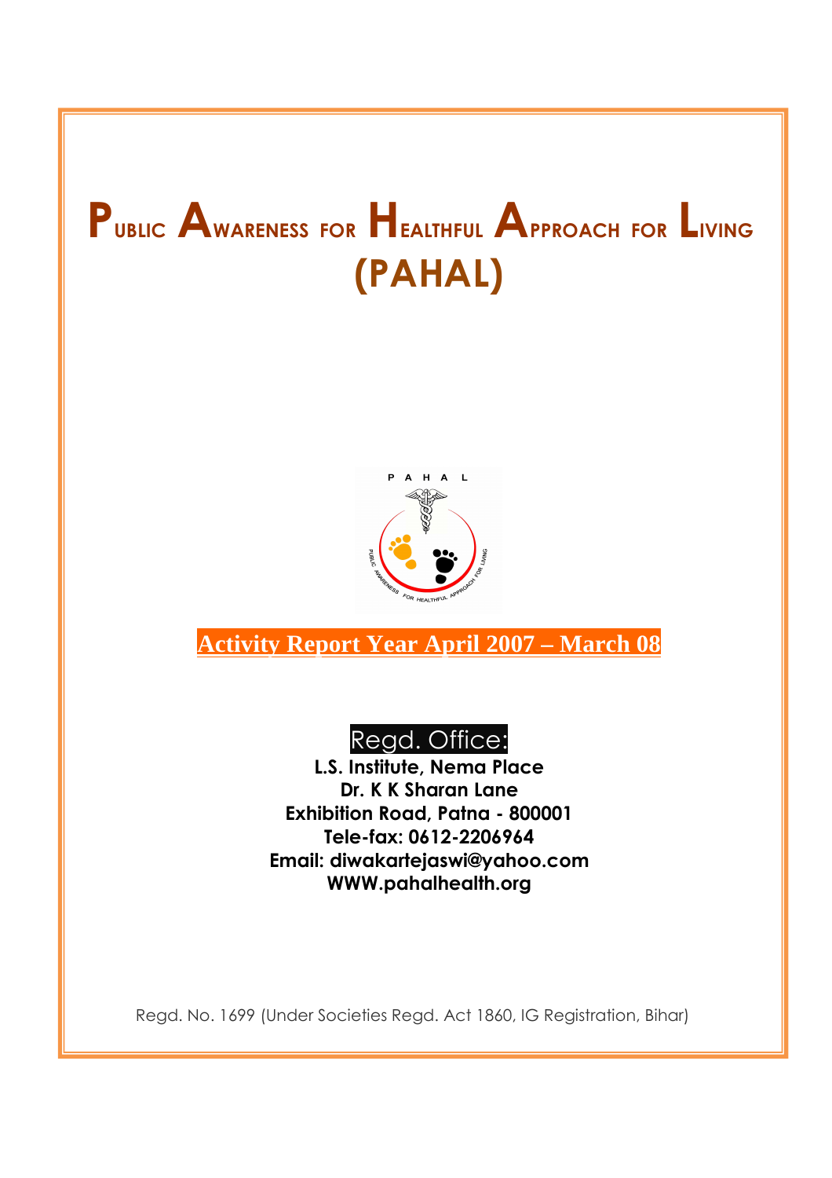# PUBLIC AWARENESS FOR HEALTHFUL APPROACH FOR LIVING (PAHAL)

**Activity Report Year April 2007 – March 08**

Regd. Office:

**L.S. Institute, Nema Place**
**Dr. K K Sharan Lane**
**Exhibition Road, Patna - 800001**
**Tele-fax: 0612-2206964**
**Email: diwakartejaswi@yahoo.com**
**WWW.pahalhealth.org**

Regd. No. 1699 (Under Societies Regd. Act 1860, IG Registration, Bihar)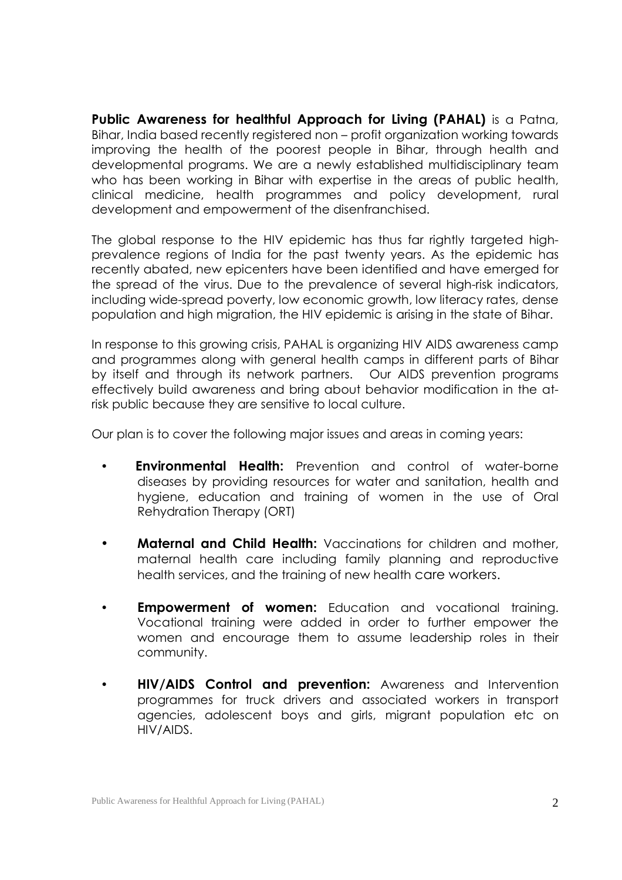**Public Awareness for healthful Approach for Living (PAHAL)** is a Patna, Bihar, India based recently registered non – profit organization working towards improving the health of the poorest people in Bihar, through health and developmental programs. We are a newly established multidisciplinary team who has been working in Bihar with expertise in the areas of public health, clinical medicine, health programmes and policy development, rural development and empowerment of the disenfranchised.

The global response to the HIV epidemic has thus far rightly targeted high-prevalence regions of India for the past twenty years. As the epidemic has recently abated, new epicenters have been identified and have emerged for the spread of the virus. Due to the prevalence of several high-risk indicators, including wide-spread poverty, low economic growth, low literacy rates, dense population and high migration, the HIV epidemic is arising in the state of Bihar.

In response to this growing crisis, PAHAL is organizing HIV AIDS awareness camp and programmes along with general health camps in different parts of Bihar by itself and through its network partners. Our AIDS prevention programs effectively build awareness and bring about behavior modification in the at-risk public because they are sensitive to local culture.

Our plan is to cover the following major issues and areas in coming years:

- **Environmental Health:** Prevention and control of water-borne diseases by providing resources for water and sanitation, health and hygiene, education and training of women in the use of Oral Rehydration Therapy (ORT)
- **Maternal and Child Health:** Vaccinations for children and mother, maternal health care including family planning and reproductive health services, and the training of new health care workers.
- **Empowerment of women:** Education and vocational training. Vocational training were added in order to further empower the women and encourage them to assume leadership roles in their community.
- **HIV/AIDS Control and prevention:** Awareness and Intervention programmes for truck drivers and associated workers in transport agencies, adolescent boys and girls, migrant population etc on HIV/AIDS.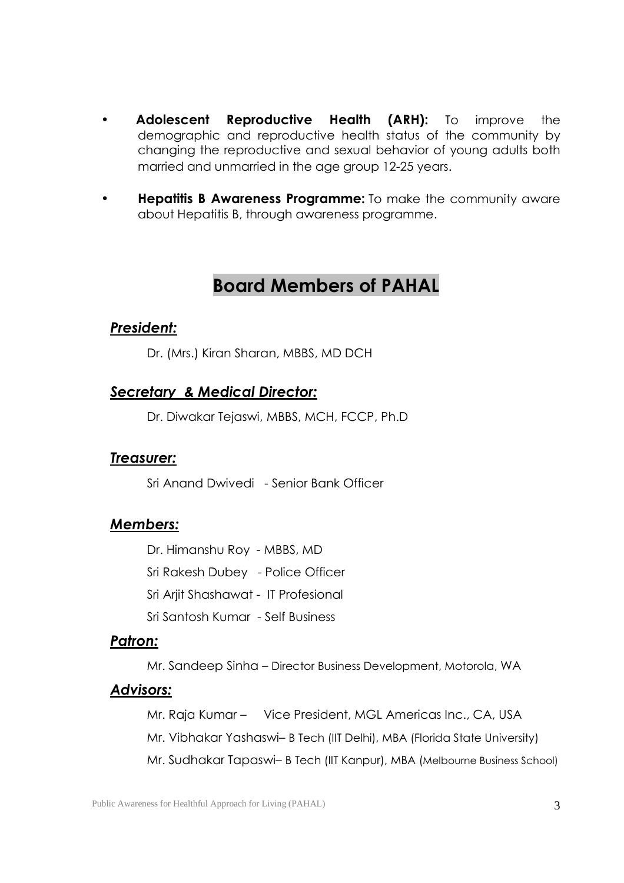- **Adolescent Reproductive Health (ARH):** To improve the demographic and reproductive health status of the community by changing the reproductive and sexual behavior of young adults both married and unmarried in the age group 12-25 years.
- **Hepatitis B Awareness Programme:** To make the community aware about Hepatitis B, through awareness programme.

## Board Members of PAHAL

***President:***

Dr. (Mrs.) Kiran Sharan, MBBS, MD DCH

***Secretary & Medical Director:***

Dr. Diwakar Tejaswi, MBBS, MCH, FCCP, Ph.D

***Treasurer:***

Sri Anand Dwivedi - Senior Bank Officer

***Members:***

Dr. Himanshu Roy - MBBS, MD

Sri Rakesh Dubey - Police Officer

Sri Arjit Shashawat - IT Profesional

Sri Santosh Kumar - Self Business

***Patron:***

Mr. Sandeep Sinha – Director Business Development, Motorola, WA

***Advisors:***

Mr. Raja Kumar – Vice President, MGL Americas Inc., CA, USA

Mr. Vibhakar Yashaswi– B Tech (IIT Delhi), MBA (Florida State University)

Mr. Sudhakar Tapaswi– B Tech (IIT Kanpur), MBA (Melbourne Business School)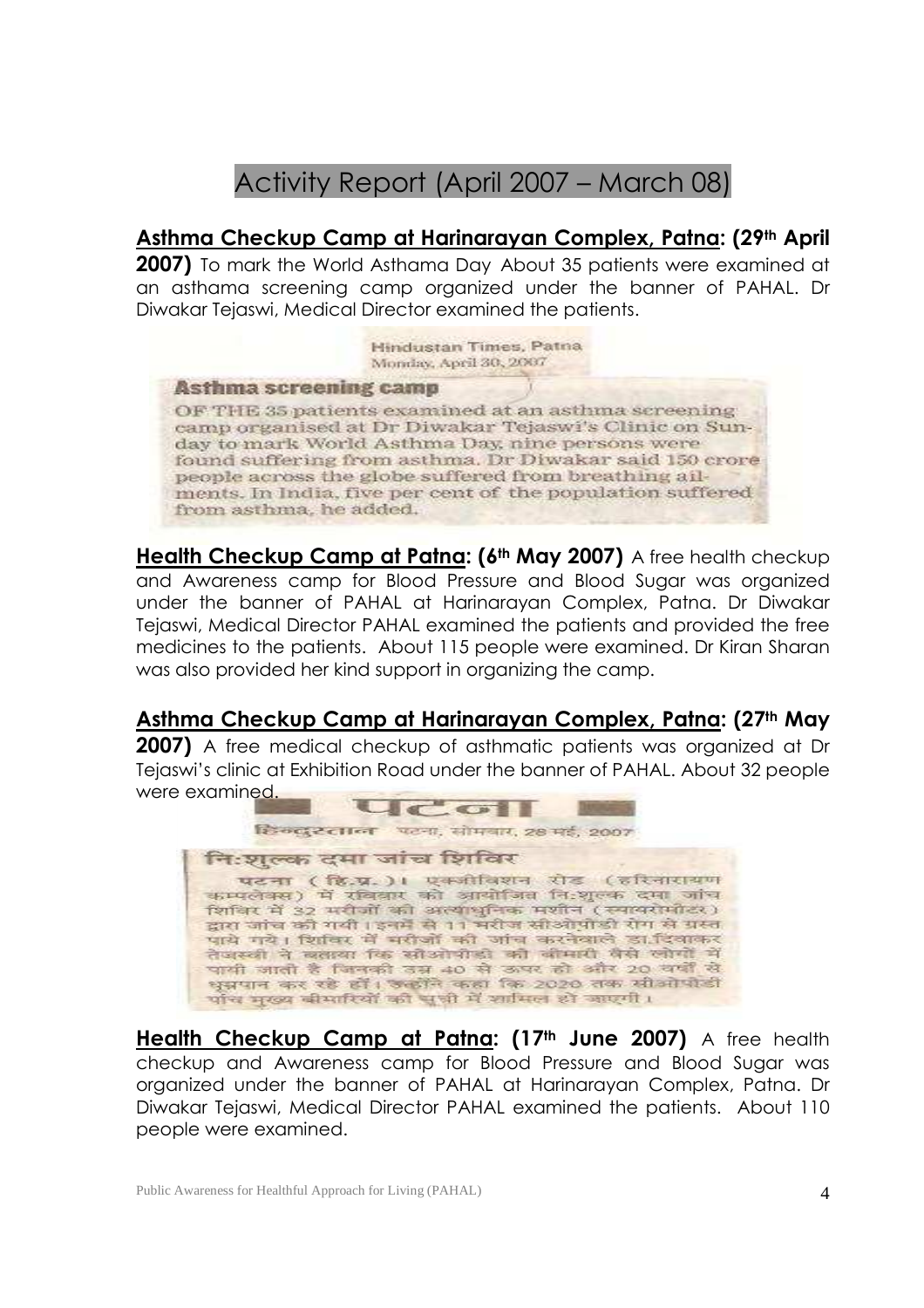# Activity Report (April 2007 – March 08)

**Asthma Checkup Camp at Harinarayan Complex, Patna: (29th April 2007)** To mark the World Asthama Day About 35 patients were examined at an asthama screening camp organized under the banner of PAHAL. Dr Diwakar Tejaswi, Medical Director examined the patients.

Hindustan Times, Patna
Monday, April 30, 2007

**Asthma screening camp**

OF THE 35 patients examined at an asthma screening camp organised at Dr Diwakar Tejaswi's Clinic on Sunday to mark World Asthma Day, nine persons were found suffering from asthma. Dr Diwakar said 150 crore people across the globe suffered from breathing ailments. In India, five per cent of the population suffered from asthma, he added.

**Health Checkup Camp at Patna: (6th May 2007)** A free health checkup and Awareness camp for Blood Pressure and Blood Sugar was organized under the banner of PAHAL at Harinarayan Complex, Patna. Dr Diwakar Tejaswi, Medical Director PAHAL examined the patients and provided the free medicines to the patients. About 115 people were examined. Dr Kiran Sharan was also provided her kind support in organizing the camp.

**Asthma Checkup Camp at Harinarayan Complex, Patna: (27th May 2007)** A free medical checkup of asthmatic patients was organized at Dr Tejaswi's clinic at Exhibition Road under the banner of PAHAL. About 32 people were examined.

पटना

हिन्दुस्तान पटना, सोमवार, 28 मई, 2007

**निःशुल्क दमा जांच शिविर**

पटना (हि.प्र.)। एक्जीबिशन रोड (हरिनारायण कम्पलेक्स) में रविवार को आयोजित निःशुल्क दमा जांच शिविर में 32 मरीजों की अत्याधुनिक मशीन (स्पायरोमीटर) द्वारा जांच की गयी। इनमें से 11 मरीज सीओपीडी रोग से ग्रस्त पाये गये। शिविर में मरीजों की जांच करनेवाले डा.दिवाकर तेजस्वी ने बताया कि सीओपीडी की बीमारी वैसे लोगों में पायी जाती है जिनकी उम्र 40 से ऊपर हो और 20 वर्षों से धूम्रपान कर रहे हों। उन्होंने कहा कि 2020 तक सीओपीडी पांच मुख्य बीमारियों की सूची में शामिल हो जाएगी।

**Health Checkup Camp at Patna: (17th June 2007)** A free health checkup and Awareness camp for Blood Pressure and Blood Sugar was organized under the banner of PAHAL at Harinarayan Complex, Patna. Dr Diwakar Tejaswi, Medical Director PAHAL examined the patients. About 110 people were examined.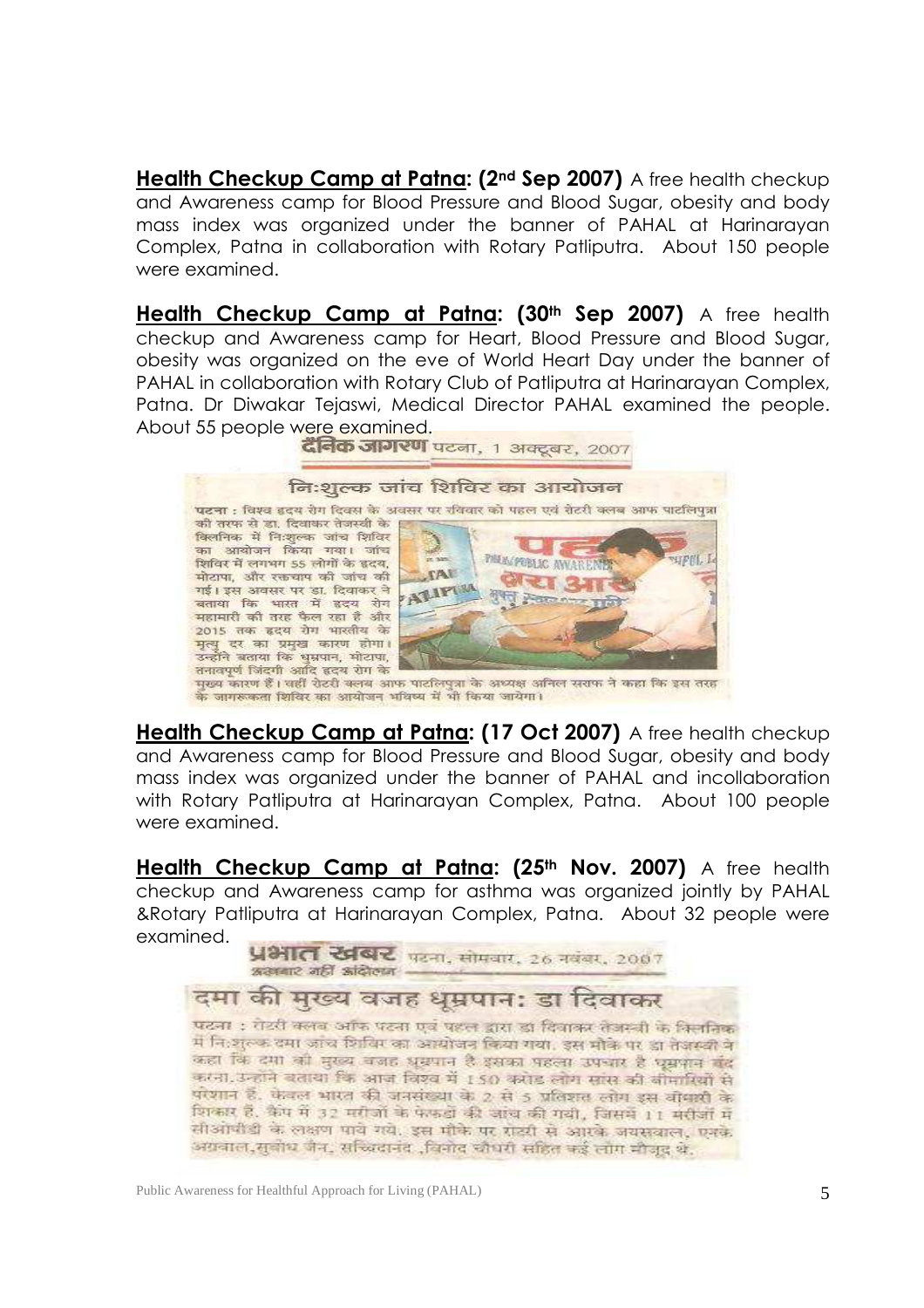**Health Checkup Camp at Patna: (2nd Sep 2007)** A free health checkup and Awareness camp for Blood Pressure and Blood Sugar, obesity and body mass index was organized under the banner of PAHAL at Harinarayan Complex, Patna in collaboration with Rotary Patliputra. About 150 people were examined.

**Health Checkup Camp at Patna: (30th Sep 2007)** A free health checkup and Awareness camp for Heart, Blood Pressure and Blood Sugar, obesity was organized on the eve of World Heart Day under the banner of PAHAL in collaboration with Rotary Club of Patliputra at Harinarayan Complex, Patna. Dr Diwakar Tejaswi, Medical Director PAHAL examined the people. About 55 people were examined.

दैनिक जागरण पटना, 1 अक्टूबर, 2007

### नि:शुल्क जांच शिविर का आयोजन

पटना : विश्व हृदय रोग दिवस के अवसर पर रविवार को पहल एवं रोटरी क्लब आफ पाटलिपुत्रा की तरफ से डा. दिवाकर तेजस्वी के क्लिनिक में नि:शुल्क जांच शिविर का आयोजन किया गया। जांच शिविर में लगभग 55 लोगों के हृदय, मोटापा, और रक्तचाप की जांच की गई। इस अवसर पर डा. दिवाकर ने बताया कि भारत में हृदय रोग महामारी की तरह फैल रहा है और 2015 तक हृदय रोग भारतीय के मृत्यु दर का प्रमुख कारण होगा। उन्होंने बताया कि धूम्रपान, मोटापा, तनावपूर्ण जिंदगी आदि हृदय रोग के मुख्य कारण हैं। वहीं रोटरी क्लब आफ पाटलिपुत्रा के अध्यक्ष अनिल सराफ ने कहा कि इस तरह के जागरूकता शिविर का आयोजन भविष्य में भी किया जायेगा।

**Health Checkup Camp at Patna: (17 Oct 2007)** A free health checkup and Awareness camp for Blood Pressure and Blood Sugar, obesity and body mass index was organized under the banner of PAHAL and incollaboration with Rotary Patliputra at Harinarayan Complex, Patna. About 100 people were examined.

**Health Checkup Camp at Patna: (25th Nov. 2007)** A free health checkup and Awareness camp for asthma was organized jointly by PAHAL &Rotary Patliputra at Harinarayan Complex, Patna. About 32 people were examined.

प्रभात खबर पटना, सोमवार, 26 नवंबर, 2007
अखबार नहीं आंदोलन

### दमा की मुख्य वजह धूम्रपान: डा दिवाकर

पटना : रोटरी क्लब ऑफ पटना एवं पहल द्वारा डा दिवाकर तेजस्वी के क्लिनिक में नि:शुल्क दमा जांच शिविर का आयोजन किया गया. इस मौके पर डा तेजस्वी ने कहा कि दमा की मुख्य वजह धूम्रपान है इसका पहला उपचार है धूम्रपान बंद करना. उन्होंने बताया कि आज विश्व में 150 करोड़ लोग सांस की बीमारियों से परेशान हैं. केवल भारत की जनसंख्या के 2 से 5 प्रतिशत लोग इस बीमारी के शिकार हैं. कैंप में 32 मरीजों के फेफड़ों की जांच की गयी, जिसमें 11 मरीजों में सीओपीडी के लक्षण पाये गये. इस मौके पर रोटरी से आरके जयसवाल, एसके अग्रवाल, सुबोध जैन, सच्चिदानंद, विनोद चौधरी सहित कई लोग मौजूद थे.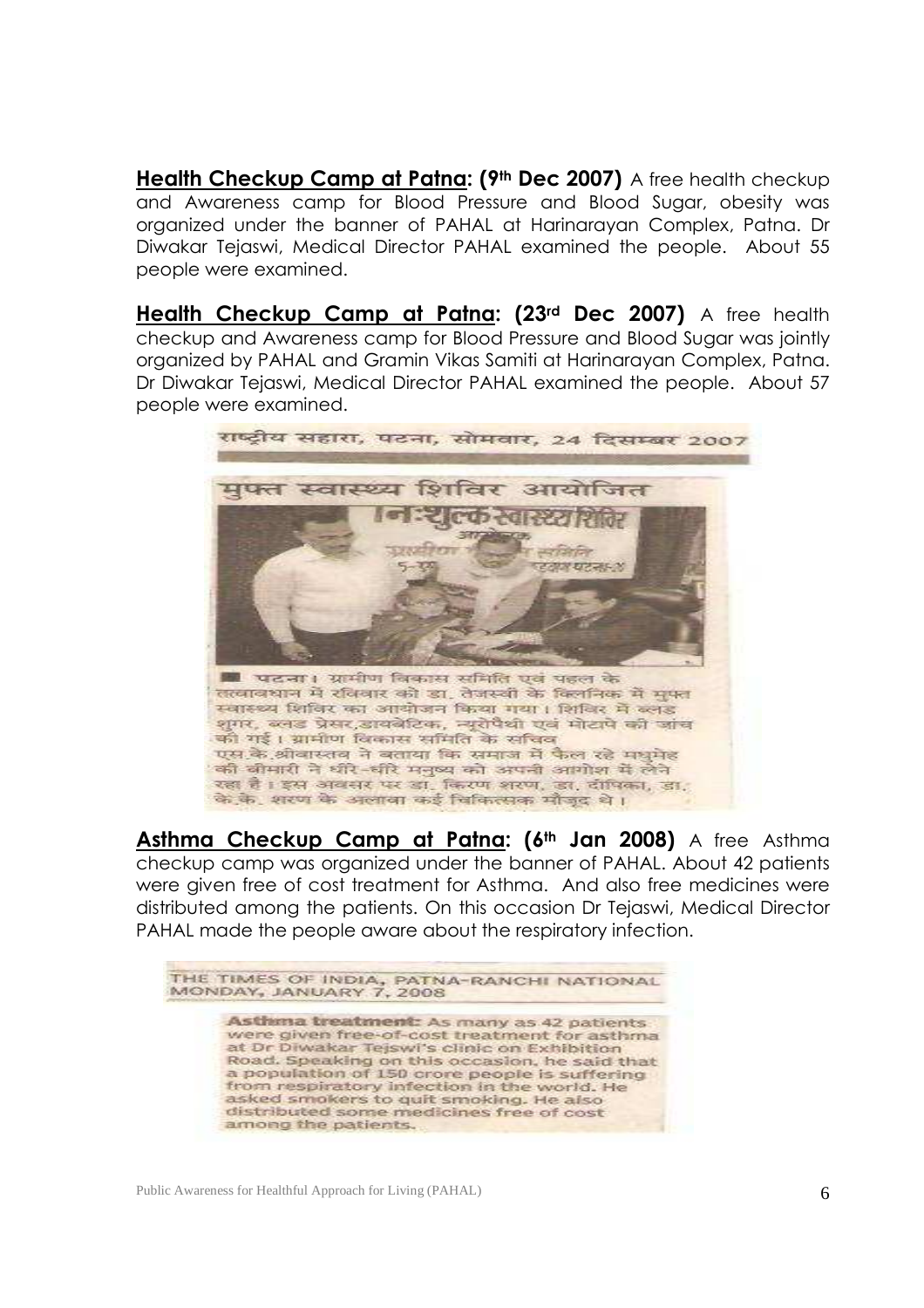**Health Checkup Camp at Patna: (9th Dec 2007)** A free health checkup and Awareness camp for Blood Pressure and Blood Sugar, obesity was organized under the banner of PAHAL at Harinarayan Complex, Patna. Dr Diwakar Tejaswi, Medical Director PAHAL examined the people. About 55 people were examined.

**Health Checkup Camp at Patna: (23rd Dec 2007)** A free health checkup and Awareness camp for Blood Pressure and Blood Sugar was jointly organized by PAHAL and Gramin Vikas Samiti at Harinarayan Complex, Patna. Dr Diwakar Tejaswi, Medical Director PAHAL examined the people. About 57 people were examined.

राष्ट्रीय सहारा, पटना, सोमवार, 24 दिसम्बर 2007

मुफ्त स्वास्थ्य शिविर आयोजित

पटना। ग्रामीण विकास समिति एवं पहल के तत्वावधान में रविवार को डा. तेजस्वी के क्लिनिक में मुफ्त स्वास्थ्य शिविर का आयोजन किया गया। शिविर में ब्लड शुगर, ब्लड प्रेसर,डायबेटिक, न्यूरोपैथी एवं मोटापे की जांच की गई। ग्रामीण विकास समिति के सचिव एस.के.श्रीवास्तव ने बताया कि समाज में फैल रहे मधुमेह की बीमारी ने धीरे-धीरे मनुष्य को अपनी आगोश में लेने रहा है। इस अवसर पर डा. किरण शरण, डा. दीपिका, डा. के.के. शरण के अलावा कई चिकित्सक मौजूद थे।

**Asthma Checkup Camp at Patna: (6th Jan 2008)** A free Asthma checkup camp was organized under the banner of PAHAL. About 42 patients were given free of cost treatment for Asthma. And also free medicines were distributed among the patients. On this occasion Dr Tejaswi, Medical Director PAHAL made the people aware about the respiratory infection.

THE TIMES OF INDIA, PATNA-RANCHI NATIONAL
MONDAY, JANUARY 7, 2008

**Asthma treatment:** As many as 42 patients were given free-of-cost treatment for asthma at Dr Diwakar Tejswi's clinic on Exhibition Road. Speaking on this occasion, he said that a population of 150 crore people is suffering from respiratory infection in the world. He asked smokers to quit smoking. He also distributed some medicines free of cost among the patients.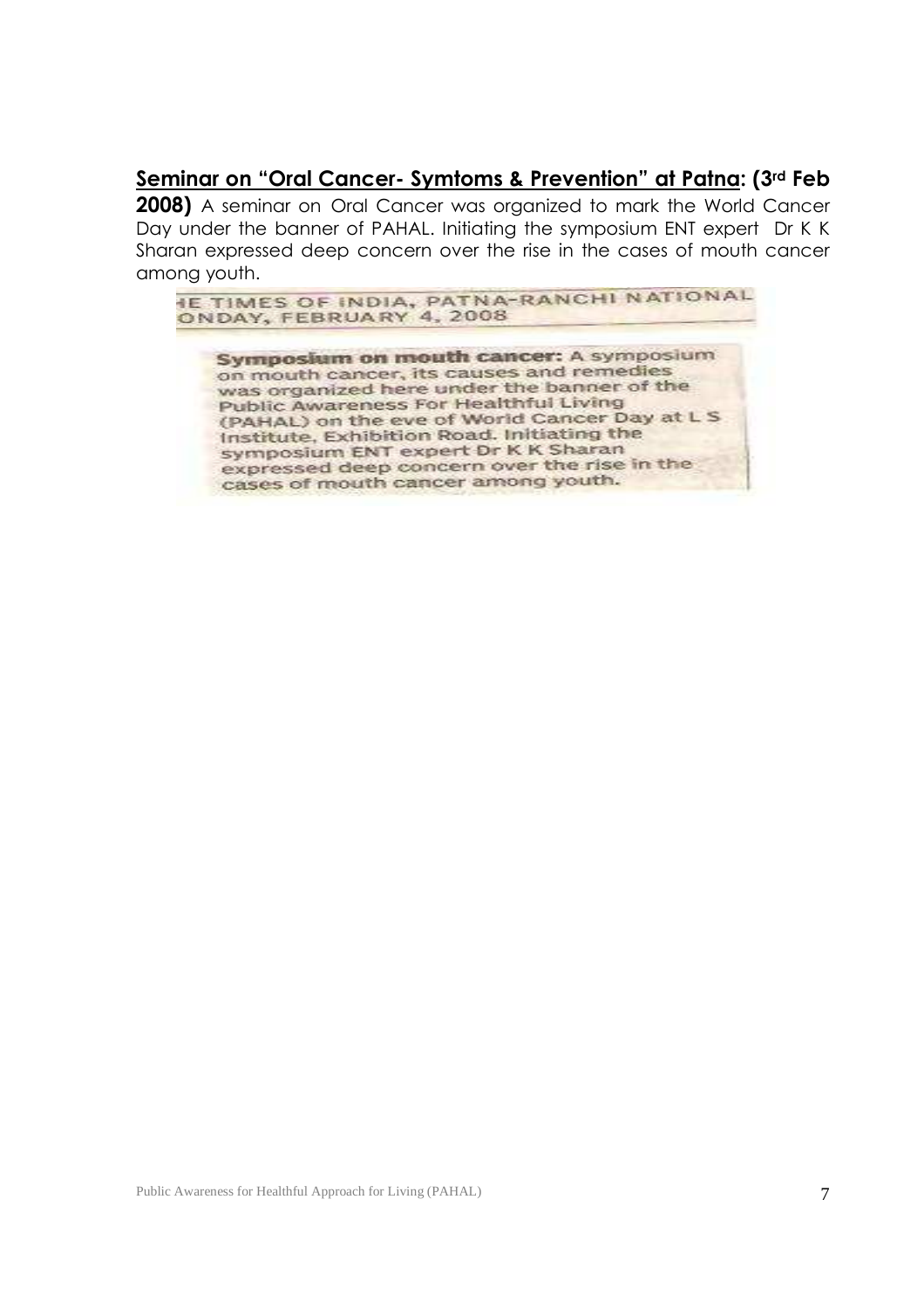**Seminar on "Oral Cancer- Symtoms & Prevention" at Patna: (3rd Feb 2008)** A seminar on Oral Cancer was organized to mark the World Cancer Day under the banner of PAHAL. Initiating the symposium ENT expert Dr K K Sharan expressed deep concern over the rise in the cases of mouth cancer among youth.

HE TIMES OF INDIA, PATNA-RANCHI NATIONAL
ONDAY, FEBRUARY 4, 2008

**Symposium on mouth cancer:** A symposium on mouth cancer, its causes and remedies was organized here under the banner of the Public Awareness For Healthful Living (PAHAL) on the eve of World Cancer Day at L S Institute, Exhibition Road. Initiating the symposium ENT expert Dr K K Sharan expressed deep concern over the rise in the cases of mouth cancer among youth.